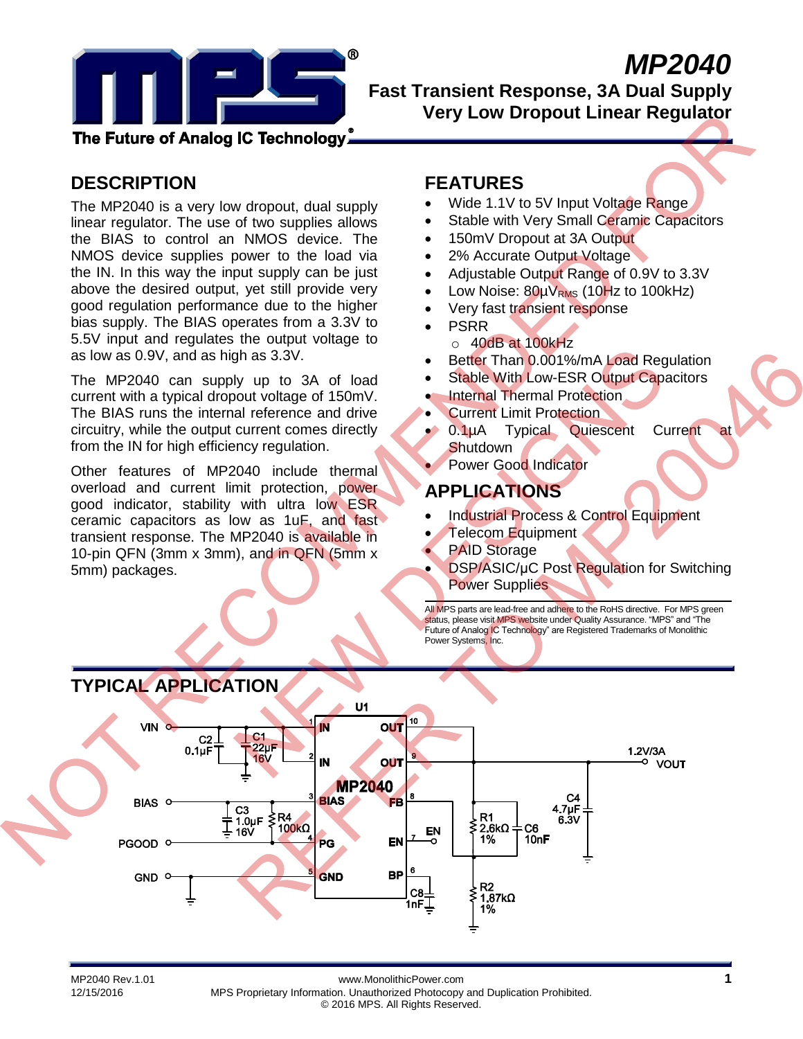# MP2040

## Fast Transient Response, 3A Dual Supply Very Low Dropout Linear Regulator

The Future of Analog IC Technology

NOT RECOMMENDED FOR NEW DESIGNS REFER TO MP20046

## DESCRIPTION

The MP2040 is a very low dropout, dual supply linear regulator. The use of two supplies allows the BIAS to control an NMOS device. The NMOS device supplies power to the load via the IN. In this way the input supply can be just above the desired output, yet still provide very good regulation performance due to the higher bias supply. The BIAS operates from a 3.3V to 5.5V input and regulates the output voltage to as low as 0.9V, and as high as 3.3V.

The MP2040 can supply up to 3A of load current with a typical dropout voltage of 150mV. The BIAS runs the internal reference and drive circuitry, while the output current comes directly from the IN for high efficiency regulation.

Other features of MP2040 include thermal overload and current limit protection, power good indicator, stability with ultra low ESR ceramic capacitors as low as 1uF, and fast transient response. The MP2040 is available in 10-pin QFN (3mm x 3mm), and in QFN (5mm x 5mm) packages.

## FEATURES

- Wide 1.1V to 5V Input Voltage Range
- Stable with Very Small Ceramic Capacitors
- 150mV Dropout at 3A Output
- 2% Accurate Output Voltage
- Adjustable Output Range of 0.9V to 3.3V
- Low Noise: 80µ$V_{RMS}$ (10Hz to 100kHz)
- Very fast transient response
- PSRR
  - 40dB at 100kHz
- Better Than 0.001%/mA Load Regulation
- Stable With Low-ESR Output Capacitors
- Internal Thermal Protection
- Current Limit Protection
- 0.1µA Typical Quiescent Current at Shutdown
- Power Good Indicator

## APPLICATIONS

- Industrial Process & Control Equipment
- Telecom Equipment
- PAID Storage
- DSP/ASIC/µC Post Regulation for Switching Power Supplies

All MPS parts are lead-free and adhere to the RoHS directive. For MPS green status, please visit MPS website under Quality Assurance. "MPS" and "The Future of Analog IC Technology" are Registered Trademarks of Monolithic Power Systems, Inc.

## TYPICAL APPLICATION

U1 MP2040: VIN → IN (pins 1, 2) with C2 0.1µF and C1 22µF 16V; BIAS (pin 3) with C3 1.0µF 16V; PGOOD → PG (pin 4) with R4 100kΩ pull-up to BIAS; GND (pin 5); OUT (pins 10, 9) → VOUT 1.2V/3A with C4 4.7µF 6.3V; FB (pin 8) with R1 2.6kΩ 1%, C6 10nF, R2 1.87kΩ 1%; EN (pin 7); BP (pin 6) with C8 1nF.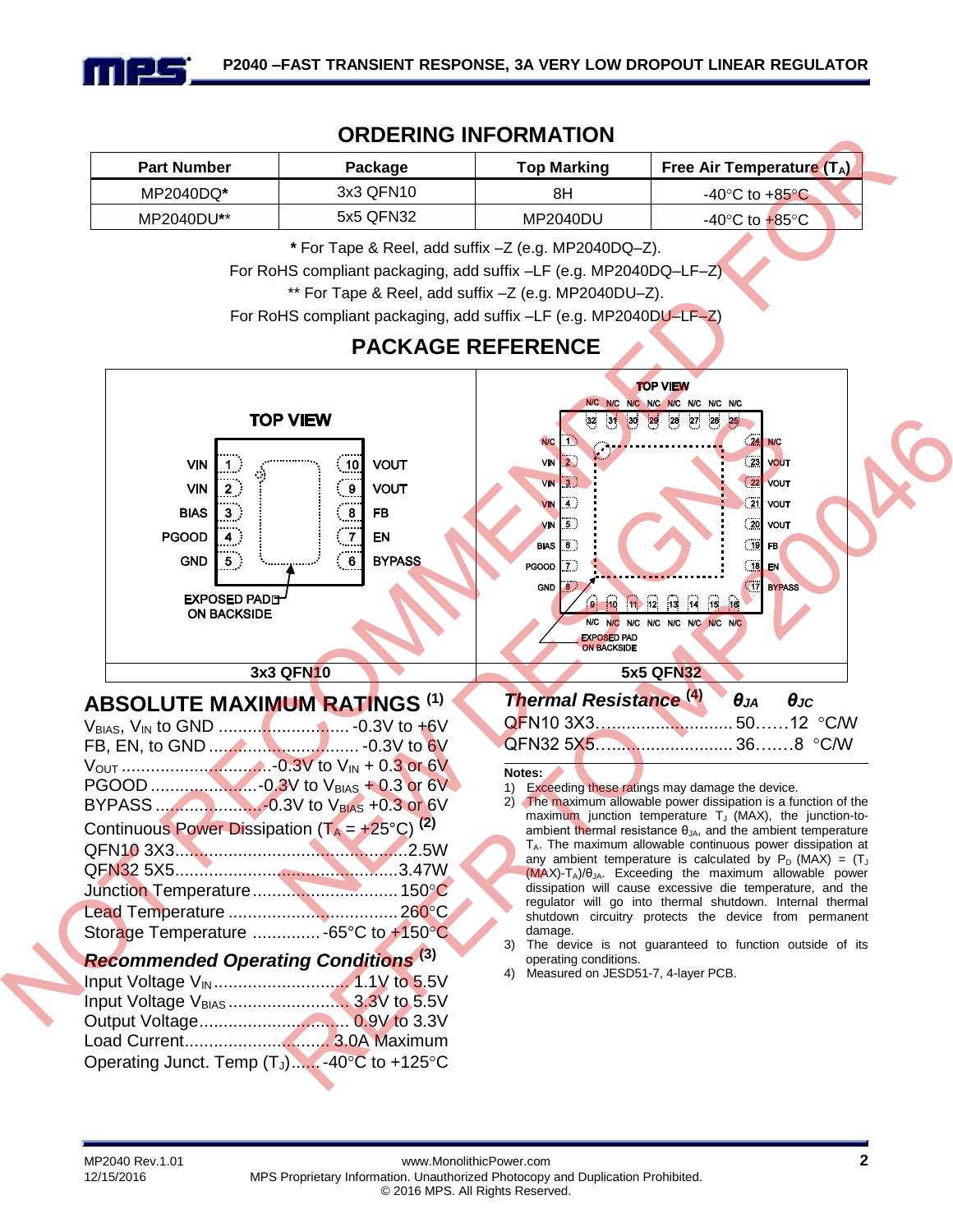## ORDERING INFORMATION

| Part Number | Package | Top Marking | Free Air Temperature ($T_A$) |
|---|---|---|---|
| MP2040DQ* | 3x3 QFN10 | 8H | -40°C to +85°C |
| MP2040DU** | 5x5 QFN32 | MP2040DU | -40°C to +85°C |

**\*** For Tape & Reel, add suffix –Z (e.g. MP2040DQ–Z).
For RoHS compliant packaging, add suffix –LF (e.g. MP2040DQ–LF–Z)
** For Tape & Reel, add suffix –Z (e.g. MP2040DU–Z).
For RoHS compliant packaging, add suffix –LF (e.g. MP2040DU–LF–Z)

## PACKAGE REFERENCE

**TOP VIEW** (3x3 QFN10)

| Pin | Name | Pin | Name |
|---|---|---|---|
| 1 | VIN | 10 | VOUT |
| 2 | VIN | 9 | VOUT |
| 3 | BIAS | 8 | FB |
| 4 | PGOOD | 7 | EN |
| 5 | GND | 6 | BYPASS |

EXPOSED PAD ON BACKSIDE

3x3 QFN10

**TOP VIEW** (5x5 QFN32)

Pins 1–8: N/C, VIN, VIN, VIN, VIN, BIAS, PGOOD, GND
Pins 9–16: N/C, N/C, N/C, N/C, N/C, N/C, N/C, N/C
Pins 17–24: BYPASS, EN, FB, VOUT, VOUT, VOUT, VOUT, N/C
Pins 25–32: N/C, N/C, N/C, N/C, N/C, N/C, N/C, N/C

EXPOSED PAD ON BACKSIDE

5x5 QFN32

## ABSOLUTE MAXIMUM RATINGS [1]

$V_{BIAS}$, $V_{IN}$ to GND ........................... -0.3V to +6V
FB, EN, to GND ............................... -0.3V to 6V
$V_{OUT}$ ............................-0.3V to $V_{IN}$ + 0.3 or 6V
PGOOD ......................-0.3V to $V_{BIAS}$ + 0.3 or 6V
BYPASS ......................-0.3V to $V_{BIAS}$ +0.3 or 6V
Continuous Power Dissipation ($T_A$ = +25°C) [2]
QFN10 3X3...............................................2.5W
QFN32 5X5..............................................3.47W
Junction Temperature ............................. 150°C
Lead Temperature ................................... 260°C
Storage Temperature .............. -65°C to +150°C

### *Recommended Operating Conditions* [3]

Input Voltage $V_{IN}$ ........................... 1.1V to 5.5V
Input Voltage $V_{BIAS}$ ......................... 3.3V to 5.5V
Output Voltage.............................. 0.9V to 3.3V
Load Current.............................. 3.0A Maximum
Operating Junct. Temp ($T_J$)...... -40°C to +125°C

### *Thermal Resistance* [4] $\theta_{JA}$ $\theta_{JC}$

QFN10 3X3............................ 50……12 °C/W
QFN32 5X5............................. 36…….8 °C/W

**Notes:**

1) Exceeding these ratings may damage the device.
2) The maximum allowable power dissipation is a function of the maximum junction temperature $T_J$ (MAX), the junction-to-ambient thermal resistance $\theta_{JA}$, and the ambient temperature $T_A$. The maximum allowable continuous power dissipation at any ambient temperature is calculated by $P_D$ (MAX) = ($T_J$ (MAX)-$T_A$)/$\theta_{JA}$. Exceeding the maximum allowable power dissipation will cause excessive die temperature, and the regulator will go into thermal shutdown. Internal thermal shutdown circuitry protects the device from permanent damage.
3) The device is not guaranteed to function outside of its operating conditions.
4) Measured on JESD51-7, 4-layer PCB.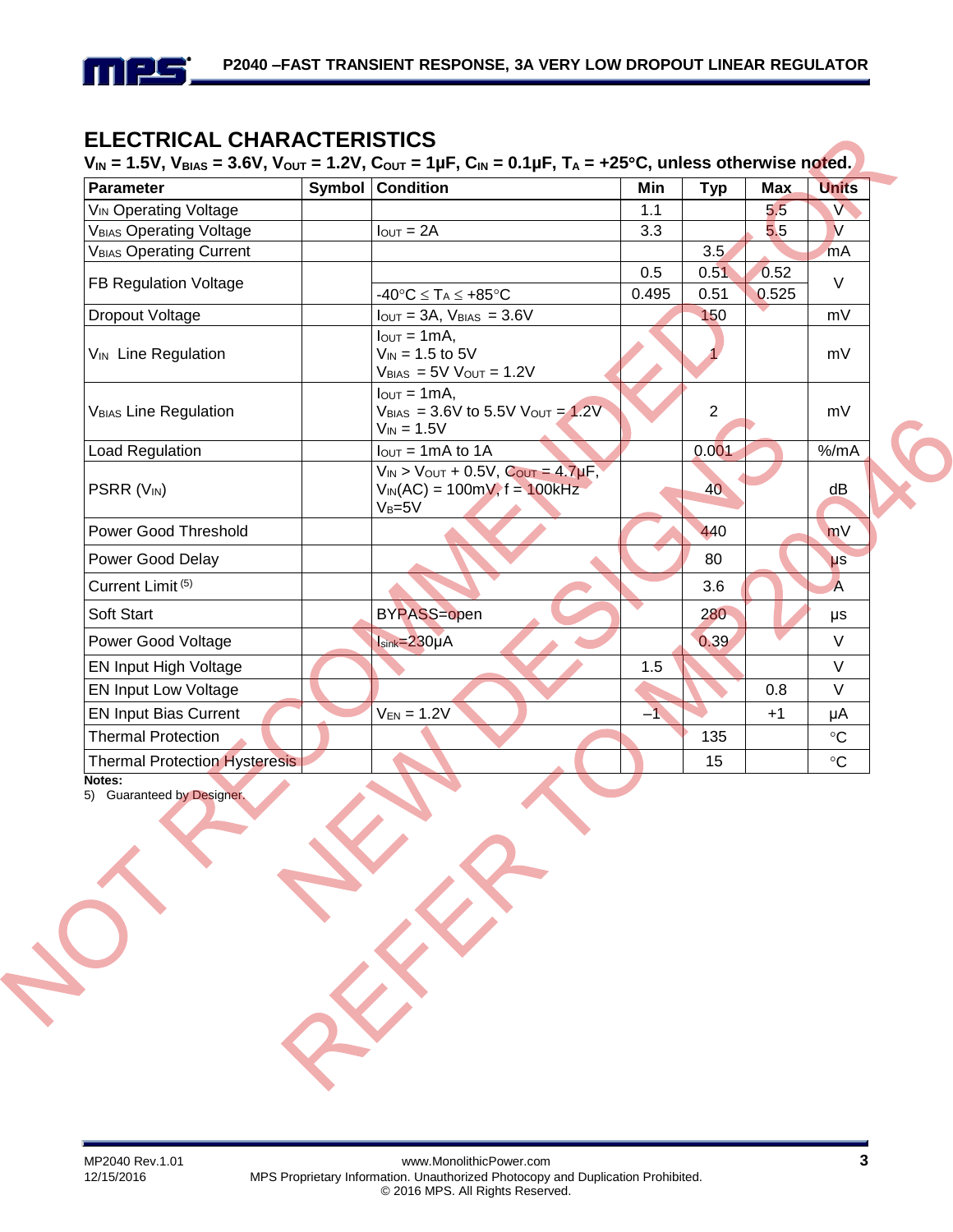## ELECTRICAL CHARACTERISTICS

**$V_{IN}$ = 1.5V, $V_{BIAS}$ = 3.6V, $V_{OUT}$ = 1.2V, $C_{OUT}$ = 1μF, $C_{IN}$ = 0.1μF, $T_A$ = +25°C, unless otherwise noted.**

| Parameter | Symbol | Condition | Min | Typ | Max | Units |
|---|---|---|---|---|---|---|
| $V_{IN}$ Operating Voltage | | | 1.1 | | 5.5 | V |
| $V_{BIAS}$ Operating Voltage | | $I_{OUT}$ = 2A | 3.3 | | 5.5 | V |
| $V_{BIAS}$ Operating Current | | | | 3.5 | | mA |
| FB Regulation Voltage | | | 0.5 | 0.51 | 0.52 | V |
| | | -40°C ≤ $T_A$ ≤ +85°C | 0.495 | 0.51 | 0.525 | |
| Dropout Voltage | | $I_{OUT}$ = 3A, $V_{BIAS}$ = 3.6V | | 150 | | mV |
| $V_{IN}$ Line Regulation | | $I_{OUT}$ = 1mA, $V_{IN}$ = 1.5 to 5V $V_{BIAS}$ = 5V $V_{OUT}$ = 1.2V | | 1 | | mV |
| $V_{BIAS}$ Line Regulation | | $I_{OUT}$ = 1mA, $V_{BIAS}$ = 3.6V to 5.5V $V_{OUT}$ = 1.2V $V_{IN}$ = 1.5V | | 2 | | mV |
| Load Regulation | | $I_{OUT}$ = 1mA to 1A | | 0.001 | | %/mA |
| PSRR ($V_{IN}$) | | $V_{IN}$ > $V_{OUT}$ + 0.5V, $C_{OUT}$ = 4.7μF, $V_{IN}$(AC) = 100mV, f = 100kHz $V_B$=5V | | 40 | | dB |
| Power Good Threshold | | | | 440 | | mV |
| Power Good Delay | | | | 80 | | μs |
| Current Limit [5] | | | | 3.6 | | A |
| Soft Start | | BYPASS=open | | 280 | | μs |
| Power Good Voltage | | $I_{sink}$=230μA | | 0.39 | | V |
| EN Input High Voltage | | | 1.5 | | | V |
| EN Input Low Voltage | | | | | 0.8 | V |
| EN Input Bias Current | | $V_{EN}$ = 1.2V | –1 | | +1 | μA |
| Thermal Protection | | | | 135 | | °C |
| Thermal Protection Hysteresis | | | | 15 | | °C |

**Notes:**

5) Guaranteed by Designer.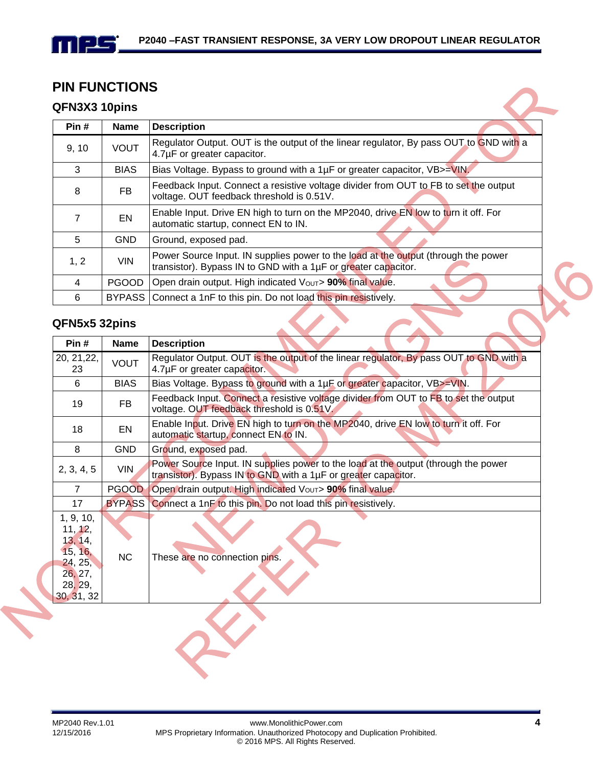## PIN FUNCTIONS

### QFN3X3 10pins

| Pin # | Name | Description |
|---|---|---|
| 9, 10 | VOUT | Regulator Output. OUT is the output of the linear regulator, By pass OUT to GND with a 4.7µF or greater capacitor. |
| 3 | BIAS | Bias Voltage. Bypass to ground with a 1µF or greater capacitor, VB>=VIN. |
| 8 | FB | Feedback Input. Connect a resistive voltage divider from OUT to FB to set the output voltage. OUT feedback threshold is 0.51V. |
| 7 | EN | Enable Input. Drive EN high to turn on the MP2040, drive EN low to turn it off. For automatic startup, connect EN to IN. |
| 5 | GND | Ground, exposed pad. |
| 1, 2 | VIN | Power Source Input. IN supplies power to the load at the output (through the power transistor). Bypass IN to GND with a 1µF or greater capacitor. |
| 4 | PGOOD | Open drain output. High indicated $V_{OUT}$> **90%** final value. |
| 6 | BYPASS | Connect a 1nF to this pin. Do not load this pin resistively. |

### QFN5x5 32pins

| Pin # | Name | Description |
|---|---|---|
| 20, 21,22, 23 | VOUT | Regulator Output. OUT is the output of the linear regulator, By pass OUT to GND with a 4.7µF or greater capacitor. |
| 6 | BIAS | Bias Voltage. Bypass to ground with a 1µF or greater capacitor, VB>=VIN. |
| 19 | FB | Feedback Input. Connect a resistive voltage divider from OUT to FB to set the output voltage. OUT feedback threshold is 0.51V. |
| 18 | EN | Enable Input. Drive EN high to turn on the MP2040, drive EN low to turn it off. For automatic startup, connect EN to IN. |
| 8 | GND | Ground, exposed pad. |
| 2, 3, 4, 5 | VIN | Power Source Input. IN supplies power to the load at the output (through the power transistor). Bypass IN to GND with a 1µF or greater capacitor. |
| 7 | PGOOD | Open drain output. High indicated $V_{OUT}$> **90%** final value. |
| 17 | BYPASS | Connect a 1nF to this pin. Do not load this pin resistively. |
| 1, 9, 10, 11, 12, 13, 14, 15, 16, 24, 25, 26, 27, 28, 29, 30, 31, 32 | NC | These are no connection pins. |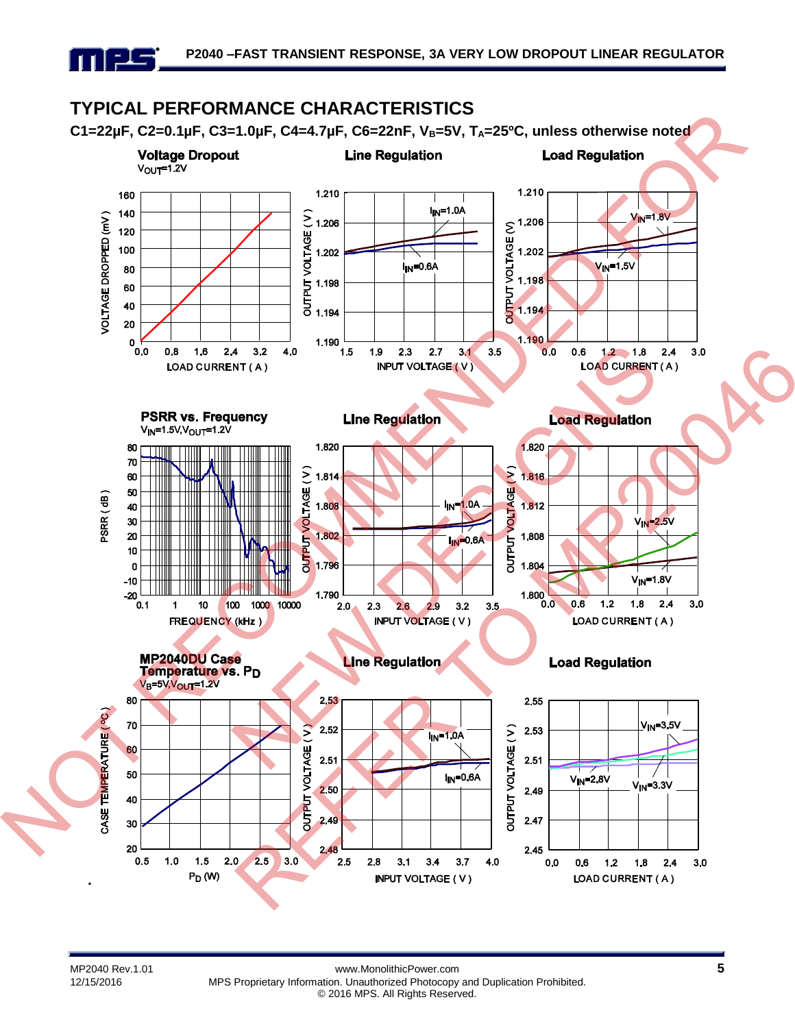## TYPICAL PERFORMANCE CHARACTERISTICS

**C1=22µF, C2=0.1µF, C3=1.0µF, C4=4.7µF, C6=22nF, $V_B$=5V, $T_A$=25ºC, unless otherwise noted**

**Voltage Dropout**
$V_{OUT}$=1.2V

**Line Regulation**

**Load Regulation**

**PSRR vs. Frequency**
$V_{IN}$=1.5V, $V_{OUT}$=1.2V

**Line Regulation**

**Load Regulation**

**MP2040DU Case Temperature vs. $P_D$**
$V_B$=5V, $V_{OUT}$=1.2V

**Line Regulation**

**Load Regulation**

NOT RECOMMENDED FOR NEW DESIGNS REFER TO MP20046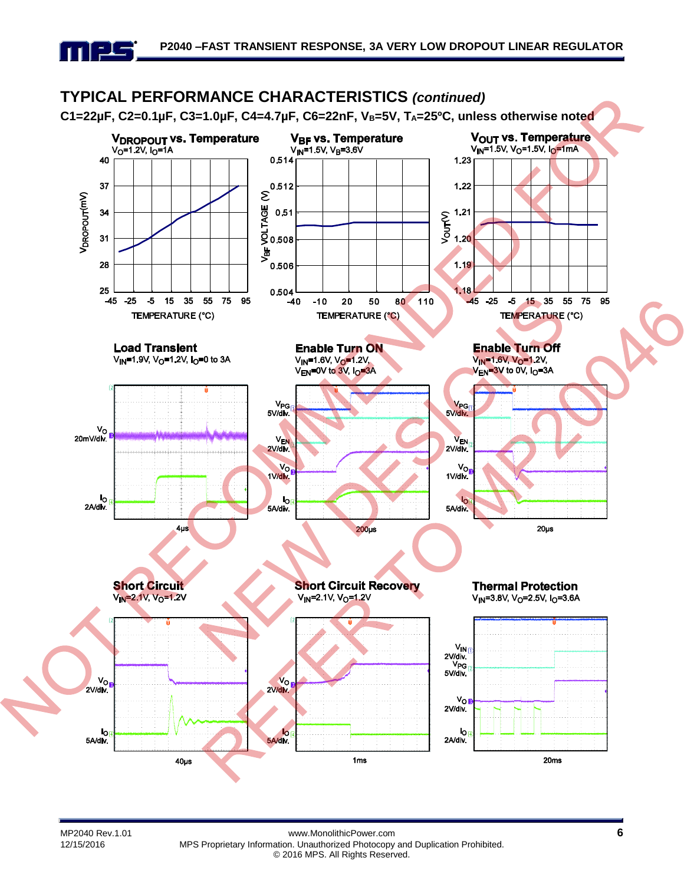## TYPICAL PERFORMANCE CHARACTERISTICS *(continued)*

**C1=22μF, C2=0.1μF, C3=1.0μF, C4=4.7μF, C6=22nF, $V_B$=5V, $T_A$=25ºC, unless otherwise noted.**

**$V_{DROPOUT}$ vs. Temperature**
$V_O$=1.2V, $I_O$=1A

**$V_{BF}$ vs. Temperature**
$V_{IN}$=1.5V, $V_B$=3.6V

**$V_{OUT}$ vs. Temperature**
$V_{IN}$=1.5V, $V_O$=1.5V, $I_O$=1mA

**Load Transient**
$V_{IN}$=1.9V, $V_O$=1.2V, $I_O$=0 to 3A

**Enable Turn ON**
$V_{IN}$=1.6V, $V_O$=1.2V, $V_{EN}$=0V to 3V, $I_O$=3A

**Enable Turn Off**
$V_{IN}$=1.6V, $V_O$=1.2V, $V_{EN}$=3V to 0V, $I_O$=3A

**Short Circuit**
$V_{IN}$=2.1V, $V_O$=1.2V

**Short Circuit Recovery**
$V_{IN}$=2.1V, $V_O$=1.2V

**Thermal Protection**
$V_{IN}$=3.8V, $V_O$=2.5V, $I_O$=3.6A

NOT RECOMMENDED FOR NEW DESIGNS REFER TO MP20046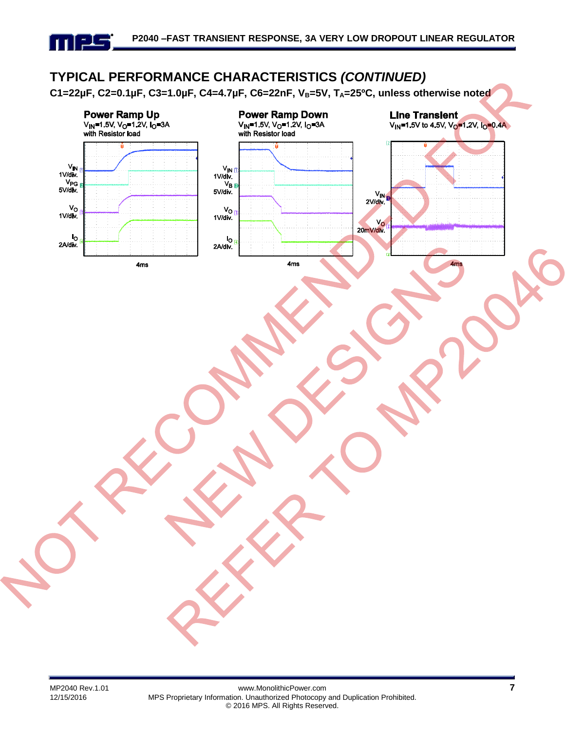## TYPICAL PERFORMANCE CHARACTERISTICS *(CONTINUED)*

**C1=22µF, C2=0.1µF, C3=1.0µF, C4=4.7µF, C6=22nF, $V_B$=5V, $T_A$=25ºC, unless otherwise noted**

**Power Ramp Up**
$V_{IN}$=1.5V, $V_O$=1.2V, $I_O$=3A
with Resistor load

$V_{IN}$ 1V/div.
$V_{PG}$ 5V/div.
$V_O$ 1V/div.
$I_O$ 2A/div.
4ms

**Power Ramp Down**
$V_{IN}$=1.5V, $V_O$=1.2V, $I_O$=3A
with Resistor load

$V_{IN}$ 1V/div.
$V_B$ 5V/div.
$V_O$ 1V/div.
$I_O$ 2A/div.
4ms

**Line Transient**
$V_{IN}$=1.5V to 4.5V, $V_O$=1.2V, $I_O$=0.4A

$V_{IN}$ 2V/div.
$V_O$ 20mV/div.
4ms

NOT RECOMMENDED FOR NEW DESIGNS REFER TO MP20046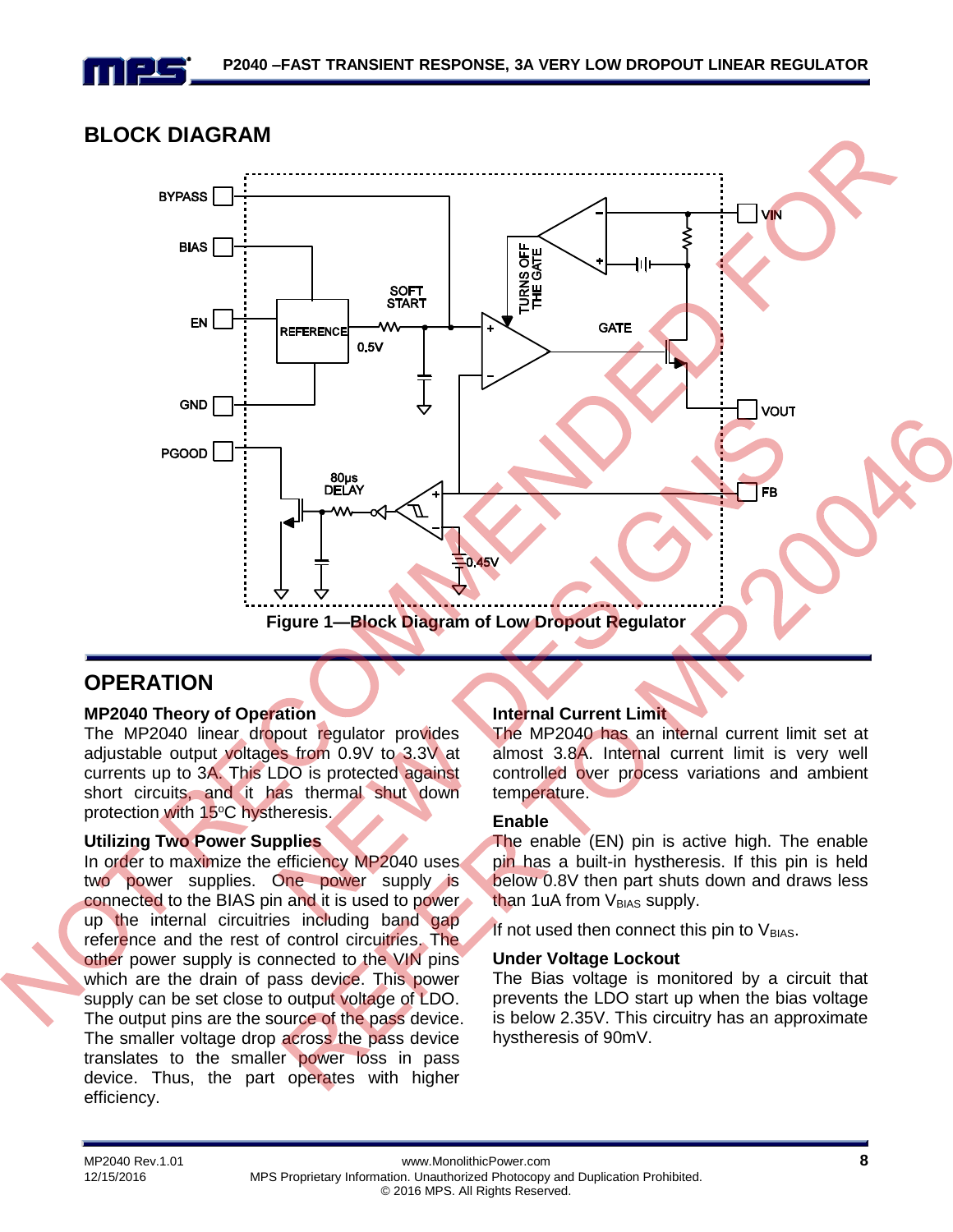## BLOCK DIAGRAM

Figure 1—Block Diagram of Low Dropout Regulator

## OPERATION

### MP2040 Theory of Operation

The MP2040 linear dropout regulator provides adjustable output voltages from 0.9V to 3.3V at currents up to 3A. This LDO is protected against short circuits, and it has thermal shut down protection with 15°C hystheresis.

### Utilizing Two Power Supplies

In order to maximize the efficiency MP2040 uses two power supplies. One power supply is connected to the BIAS pin and it is used to power up the internal circuitries including band gap reference and the rest of control circuitries. The other power supply is connected to the VIN pins which are the drain of pass device. This power supply can be set close to output voltage of LDO. The output pins are the source of the pass device. The smaller voltage drop across the pass device translates to the smaller power loss in pass device. Thus, the part operates with higher efficiency.

### Internal Current Limit

The MP2040 has an internal current limit set at almost 3.8A. Internal current limit is very well controlled over process variations and ambient temperature.

### Enable

The enable (EN) pin is active high. The enable pin has a built-in hystheresis. If this pin is held below 0.8V then part shuts down and draws less than 1uA from $V_{BIAS}$ supply.

If not used then connect this pin to $V_{BIAS}$.

### Under Voltage Lockout

The Bias voltage is monitored by a circuit that prevents the LDO start up when the bias voltage is below 2.35V. This circuitry has an approximate hysteresis of 90mV.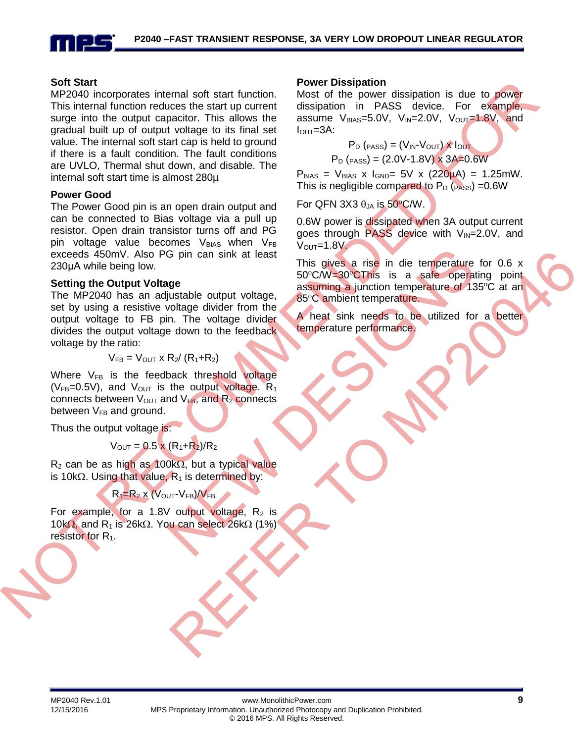### Soft Start

MP2040 incorporates internal soft start function. This internal function reduces the start up current surge into the output capacitor. This allows the gradual built up of output voltage to its final set value. The internal soft start cap is held to ground if there is a fault condition. The fault conditions are UVLO, Thermal shut down, and disable. The internal soft start time is almost 280µ

### Power Good

The Power Good pin is an open drain output and can be connected to Bias voltage via a pull up resistor. Open drain transistor turns off and PG pin voltage value becomes $V_{BIAS}$ when $V_{FB}$ exceeds 450mV. Also PG pin can sink at least 230µA while being low.

### Setting the Output Voltage

The MP2040 has an adjustable output voltage, set by using a resistive voltage divider from the output voltage to FB pin. The voltage divider divides the output voltage down to the feedback voltage by the ratio:

$$V_{FB} = V_{OUT} \times R_2 / (R_1 + R_2)$$

Where $V_{FB}$ is the feedback threshold voltage ($V_{FB}$=0.5V), and $V_{OUT}$ is the output voltage. $R_1$ connects between $V_{OUT}$ and $V_{FB}$, and $R_2$ connects between $V_{FB}$ and ground.

Thus the output voltage is:

$$V_{OUT} = 0.5 \times (R_1 + R_2)/R_2$$

$R_2$ can be as high as 100kΩ, but a typical value is 10kΩ. Using that value, $R_1$ is determined by:

$$R_1 = R_2 \times (V_{OUT} - V_{FB})/V_{FB}$$

For example, for a 1.8V output voltage, $R_2$ is 10kΩ, and $R_1$ is 26kΩ. You can select 26kΩ (1%) resistor for $R_1$.

### Power Dissipation

Most of the power dissipation is due to power dissipation in PASS device. For example, assume $V_{BIAS}$=5.0V, $V_{IN}$=2.0V, $V_{OUT}$=1.8V, and $I_{OUT}$=3A:

$$P_D\,(_{PASS}) = (V_{IN} - V_{OUT}) \times I_{OUT}$$

$$P_D\,(_{PASS}) = (2.0V - 1.8V) \times 3A = 0.6W$$

$P_{BIAS} = V_{BIAS} \times I_{GND} = 5V \times (220\mu A) = 1.25mW$. This is negligible compared to $P_D\,(_{PASS})$ =0.6W

For QFN 3X3 $\theta_{JA}$ is 50°C/W.

0.6W power is dissipated when 3A output current goes through PASS device with $V_{IN}$=2.0V, and $V_{OUT}$=1.8V.

This gives a rise in die temperature for 0.6 x 50°C/W=30°CThis is a safe operating point assuming a junction temperature of 135°C at an 85°C ambient temperature.

A heat sink needs to be utilized for a better temperature performance.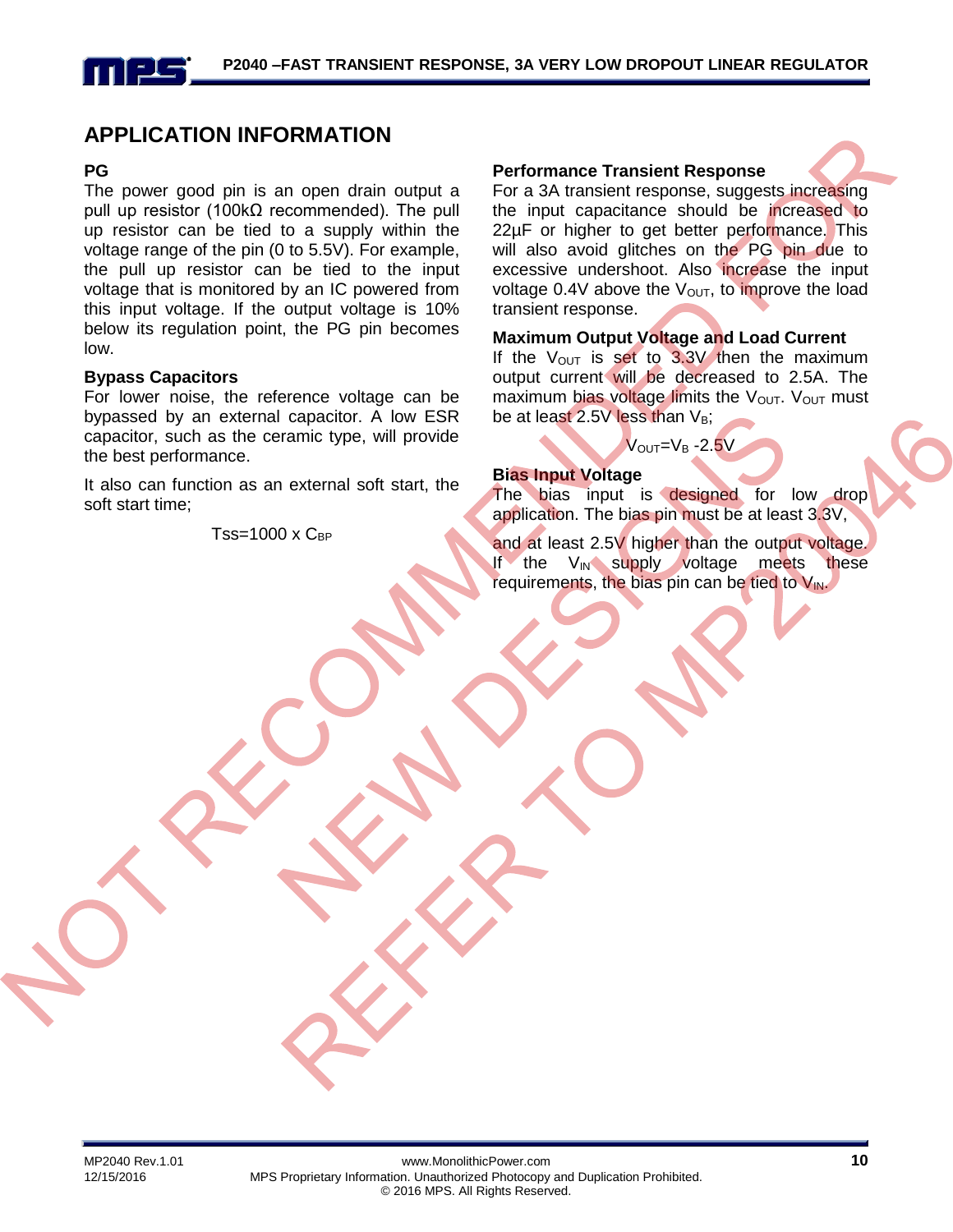## APPLICATION INFORMATION

### PG

The power good pin is an open drain output a pull up resistor (100kΩ recommended). The pull up resistor can be tied to a supply within the voltage range of the pin (0 to 5.5V). For example, the pull up resistor can be tied to the input voltage that is monitored by an IC powered from this input voltage. If the output voltage is 10% below its regulation point, the PG pin becomes low.

### Bypass Capacitors

For lower noise, the reference voltage can be bypassed by an external capacitor. A low ESR capacitor, such as the ceramic type, will provide the best performance.

It also can function as an external soft start, the soft start time;

$$T_{SS} = 1000 \times C_{BP}$$

### Performance Transient Response

For a 3A transient response, suggests increasing the input capacitance should be increased to 22µF or higher to get better performance. This will also avoid glitches on the PG pin due to excessive undershoot. Also increase the input voltage 0.4V above the $V_{OUT}$, to improve the load transient response.

### Maximum Output Voltage and Load Current

If the $V_{OUT}$ is set to 3.3V then the maximum output current will be decreased to 2.5A. The maximum bias voltage limits the $V_{OUT}$. $V_{OUT}$ must be at least 2.5V less than $V_B$;

$$V_{OUT} = V_B - 2.5V$$

### Bias Input Voltage

The bias input is designed for low drop application. The bias pin must be at least 3.3V,

and at least 2.5V higher than the output voltage. If the $V_{IN}$ supply voltage meets these requirements, the bias pin can be tied to $V_{IN}$.

NOT RECOMMENDED FOR NEW DESIGNS REFER TO MP20046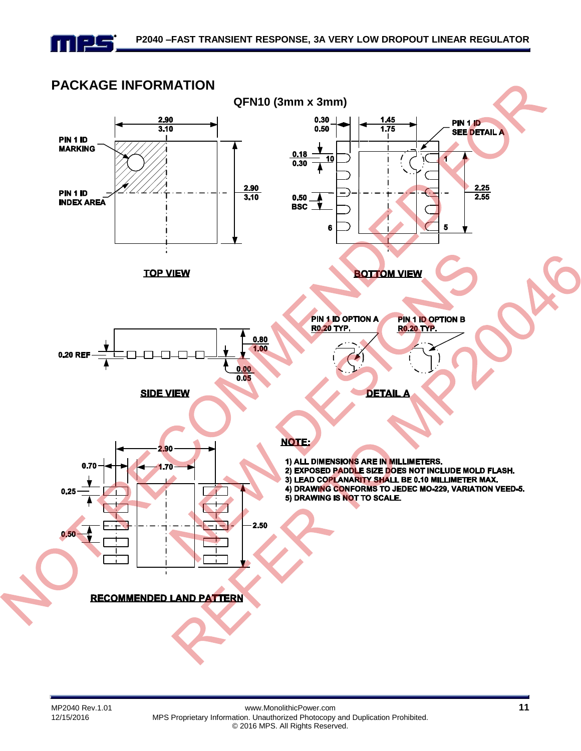## PACKAGE INFORMATION

**QFN10 (3mm x 3mm)**

TOP VIEW

PIN 1 ID MARKING

PIN 1 ID INDEX AREA

2.90
3.10

BOTTOM VIEW

PIN 1 ID SEE DETAIL A

0.30
0.50

1.45
1.75

0.18
0.30

2.25
2.55

0.50 BSC

SIDE VIEW

0.20 REF

0.80
1.00

0.00
0.05

DETAIL A

PIN 1 ID OPTION A R0.20 TYP.

PIN 1 ID OPTION B R0.20 TYP.

RECOMMENDED LAND PATTERN

2.90

0.70

1.70

0.25

2.50

0.50

**NOTE:**

1) ALL DIMENSIONS ARE IN MILLIMETERS.
2) EXPOSED PADDLE SIZE DOES NOT INCLUDE MOLD FLASH.
3) LEAD COPLANARITY SHALL BE 0.10 MILLIMETER MAX.
4) DRAWING CONFORMS TO JEDEC MO-229, VARIATION VEED-5.
5) DRAWING IS NOT TO SCALE.

NOT RECOMMENDED FOR NEW DESIGNS REFER TO MP20046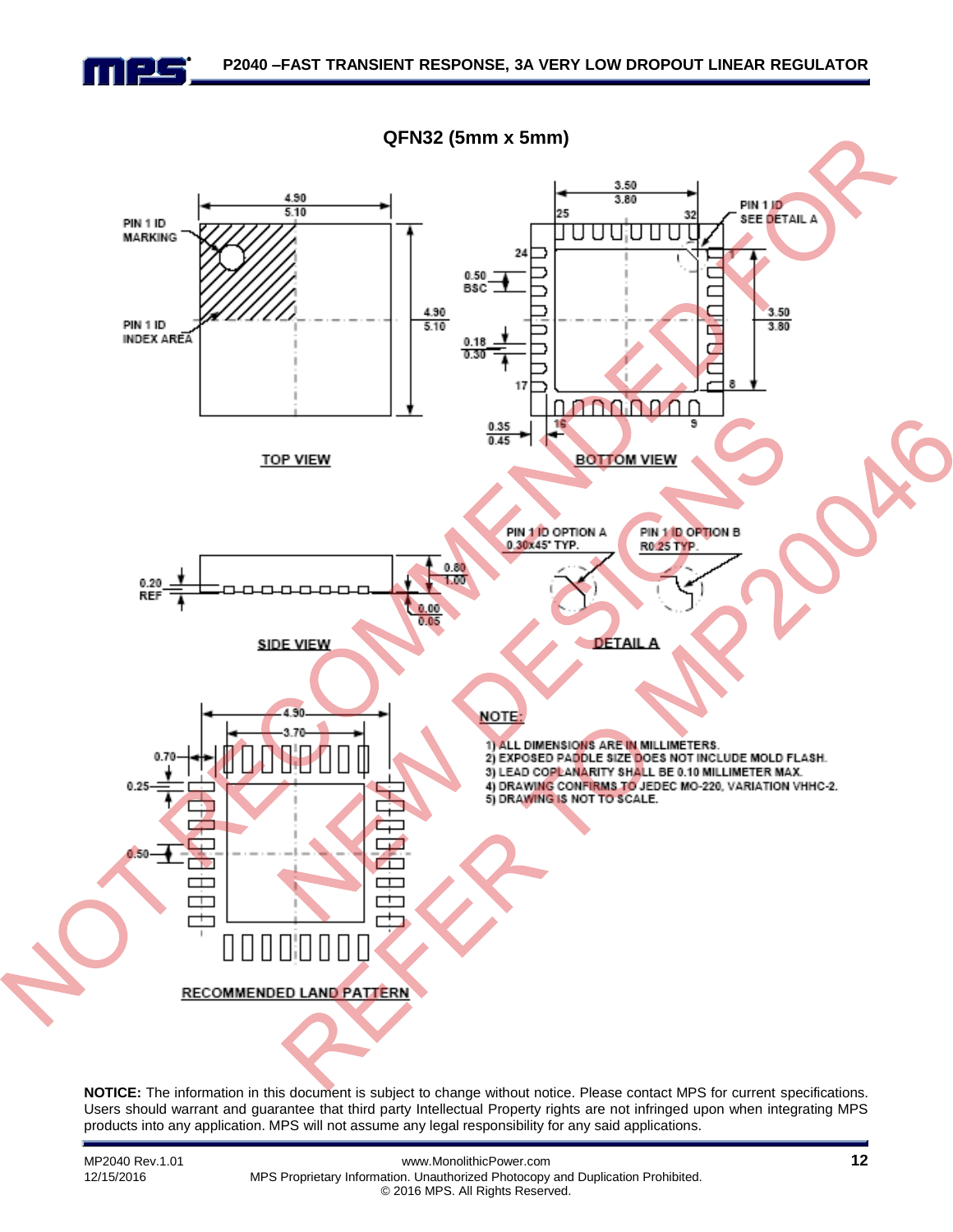## QFN32 (5mm x 5mm)

PIN 1 ID MARKING

PIN 1 ID INDEX AREA

4.90
5.10

4.90
5.10

TOP VIEW

3.50
3.80

PIN 1 ID
SEE DETAIL A

25 32 24 1 17 8 16 9

0.50
BSC

0.18
0.30

3.50
3.80

0.35
0.45

BOTTOM VIEW

PIN 1 ID OPTION A
0.30x45° TYP.

PIN 1 ID OPTION B
R0.25 TYP.

DETAIL A

0.20
REF

0.80
1.00

0.00
0.05

SIDE VIEW

4.90
3.70
0.70
0.25
0.50

RECOMMENDED LAND PATTERN

NOTE:

1) ALL DIMENSIONS ARE IN MILLIMETERS.
2) EXPOSED PADDLE SIZE DOES NOT INCLUDE MOLD FLASH.
3) LEAD COPLANARITY SHALL BE 0.10 MILLIMETER MAX.
4) DRAWING CONFIRMS TO JEDEC MO-220, VARIATION VHHC-2.
5) DRAWING IS NOT TO SCALE.

NOT RECOMMENDED FOR NEW DESIGNS REFER TO MP20046

**NOTICE:** The information in this document is subject to change without notice. Please contact MPS for current specifications. Users should warrant and guarantee that third party Intellectual Property rights are not infringed upon when integrating MPS products into any application. MPS will not assume any legal responsibility for any said applications.